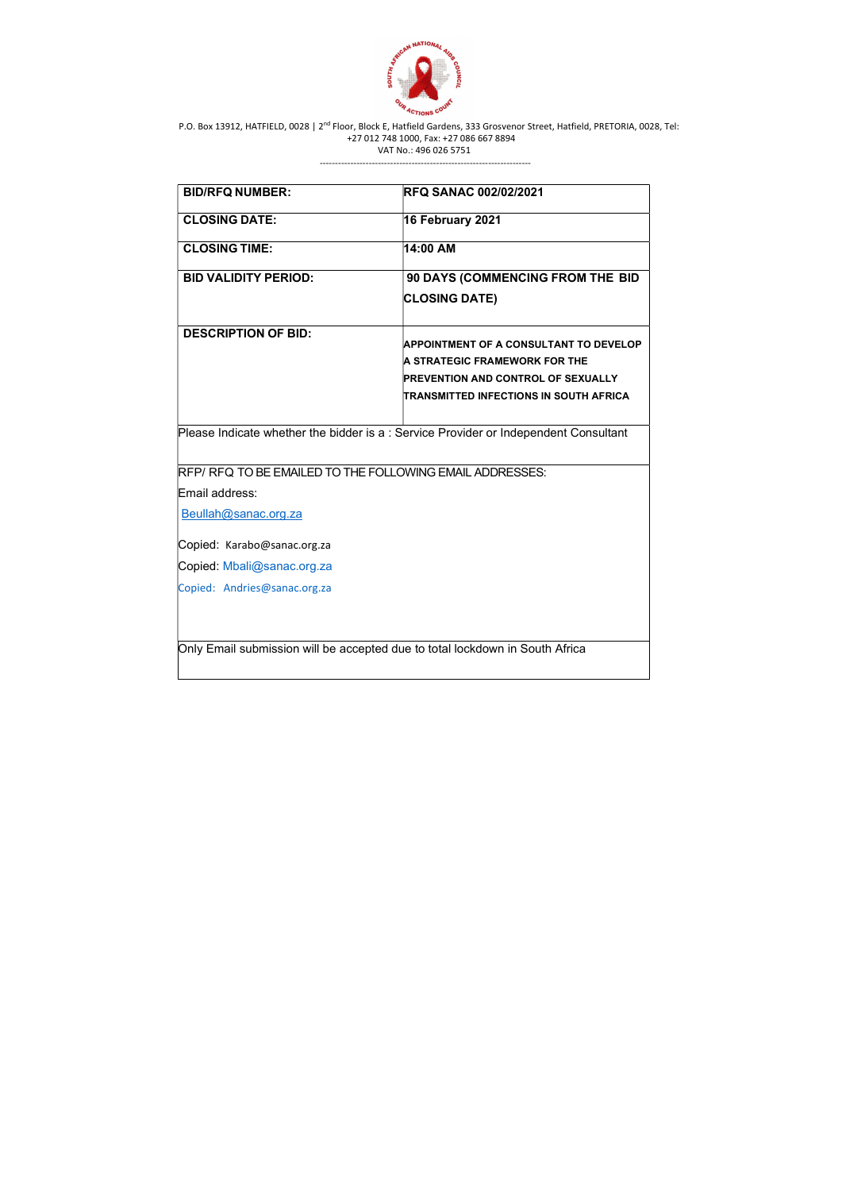P.O. Box 13912, HATFIELD, 0028 | 2nd Floor, Block E, Hatfield Gardens, 333 Grosvenor Street, Hatfield, PRETORIA, 0028, Tel: +27 012 748 1000, Fax: +27 086 667 8894
VAT No.: 496 026 5751

---

| **BID/RFQ NUMBER:** | **RFQ SANAC 002/02/2021** |
|---|---|
| **CLOSING DATE:** | **16 February 2021** |
| **CLOSING TIME:** | **14:00 AM** |
| **BID VALIDITY PERIOD:** | **90 DAYS (COMMENCING FROM THE BID CLOSING DATE)** |
| **DESCRIPTION OF BID:** | **APPOINTMENT OF A CONSULTANT TO DEVELOP A STRATEGIC FRAMEWORK FOR THE PREVENTION AND CONTROL OF SEXUALLY TRANSMITTED INFECTIONS IN SOUTH AFRICA** |
| Please Indicate whether the bidder is a : Service Provider or Independent Consultant | |
| RFP/ RFQ TO BE EMAILED TO THE FOLLOWING EMAIL ADDRESSES:<br>Email address:<br>Beullah@sanac.org.za<br>Copied: Karabo@sanac.org.za<br>Copied: Mbali@sanac.org.za<br>Copied: Andries@sanac.org.za | |
| Only Email submission will be accepted due to total lockdown in South Africa | |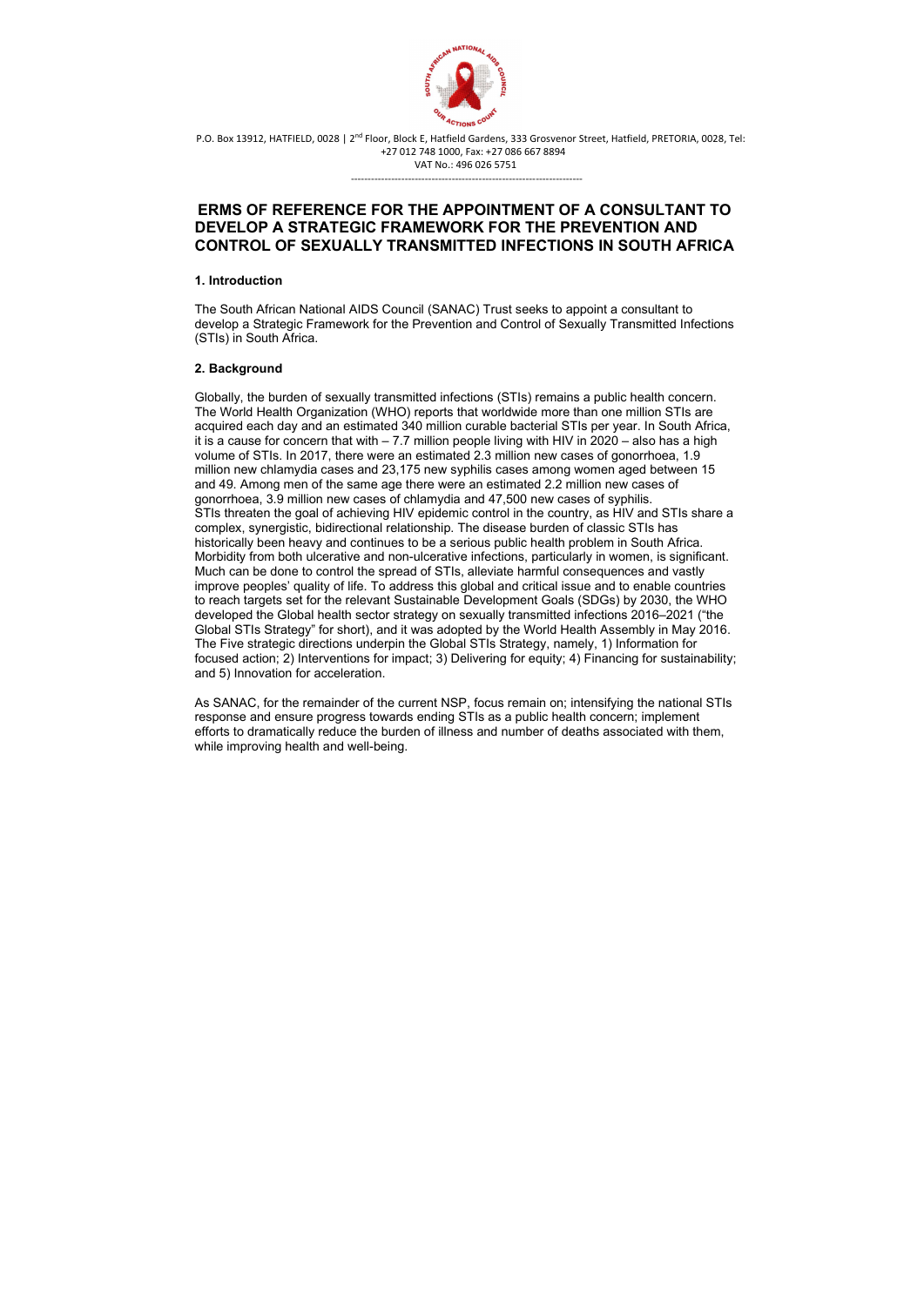P.O. Box 13912, HATFIELD, 0028 | 2nd Floor, Block E, Hatfield Gardens, 333 Grosvenor Street, Hatfield, PRETORIA, 0028, Tel: +27 012 748 1000, Fax: +27 086 667 8894
VAT No.: 496 026 5751

---

# ERMS OF REFERENCE FOR THE APPOINTMENT OF A CONSULTANT TO DEVELOP A STRATEGIC FRAMEWORK FOR THE PREVENTION AND CONTROL OF SEXUALLY TRANSMITTED INFECTIONS IN SOUTH AFRICA

## 1. Introduction

The South African National AIDS Council (SANAC) Trust seeks to appoint a consultant to develop a Strategic Framework for the Prevention and Control of Sexually Transmitted Infections (STIs) in South Africa.

## 2. Background

Globally, the burden of sexually transmitted infections (STIs) remains a public health concern. The World Health Organization (WHO) reports that worldwide more than one million STIs are acquired each day and an estimated 340 million curable bacterial STIs per year. In South Africa, it is a cause for concern that with – 7.7 million people living with HIV in 2020 – also has a high volume of STIs. In 2017, there were an estimated 2.3 million new cases of gonorrhoea, 1.9 million new chlamydia cases and 23,175 new syphilis cases among women aged between 15 and 49. Among men of the same age there were an estimated 2.2 million new cases of gonorrhoea, 3.9 million new cases of chlamydia and 47,500 new cases of syphilis.
STIs threaten the goal of achieving HIV epidemic control in the country, as HIV and STIs share a complex, synergistic, bidirectional relationship. The disease burden of classic STIs has historically been heavy and continues to be a serious public health problem in South Africa. Morbidity from both ulcerative and non-ulcerative infections, particularly in women, is significant. Much can be done to control the spread of STIs, alleviate harmful consequences and vastly improve peoples' quality of life. To address this global and critical issue and to enable countries to reach targets set for the relevant Sustainable Development Goals (SDGs) by 2030, the WHO developed the Global health sector strategy on sexually transmitted infections 2016–2021 ("the Global STIs Strategy" for short), and it was adopted by the World Health Assembly in May 2016. The Five strategic directions underpin the Global STIs Strategy, namely, 1) Information for focused action; 2) Interventions for impact; 3) Delivering for equity; 4) Financing for sustainability; and 5) Innovation for acceleration.

As SANAC, for the remainder of the current NSP, focus remain on; intensifying the national STIs response and ensure progress towards ending STIs as a public health concern; implement efforts to dramatically reduce the burden of illness and number of deaths associated with them, while improving health and well-being.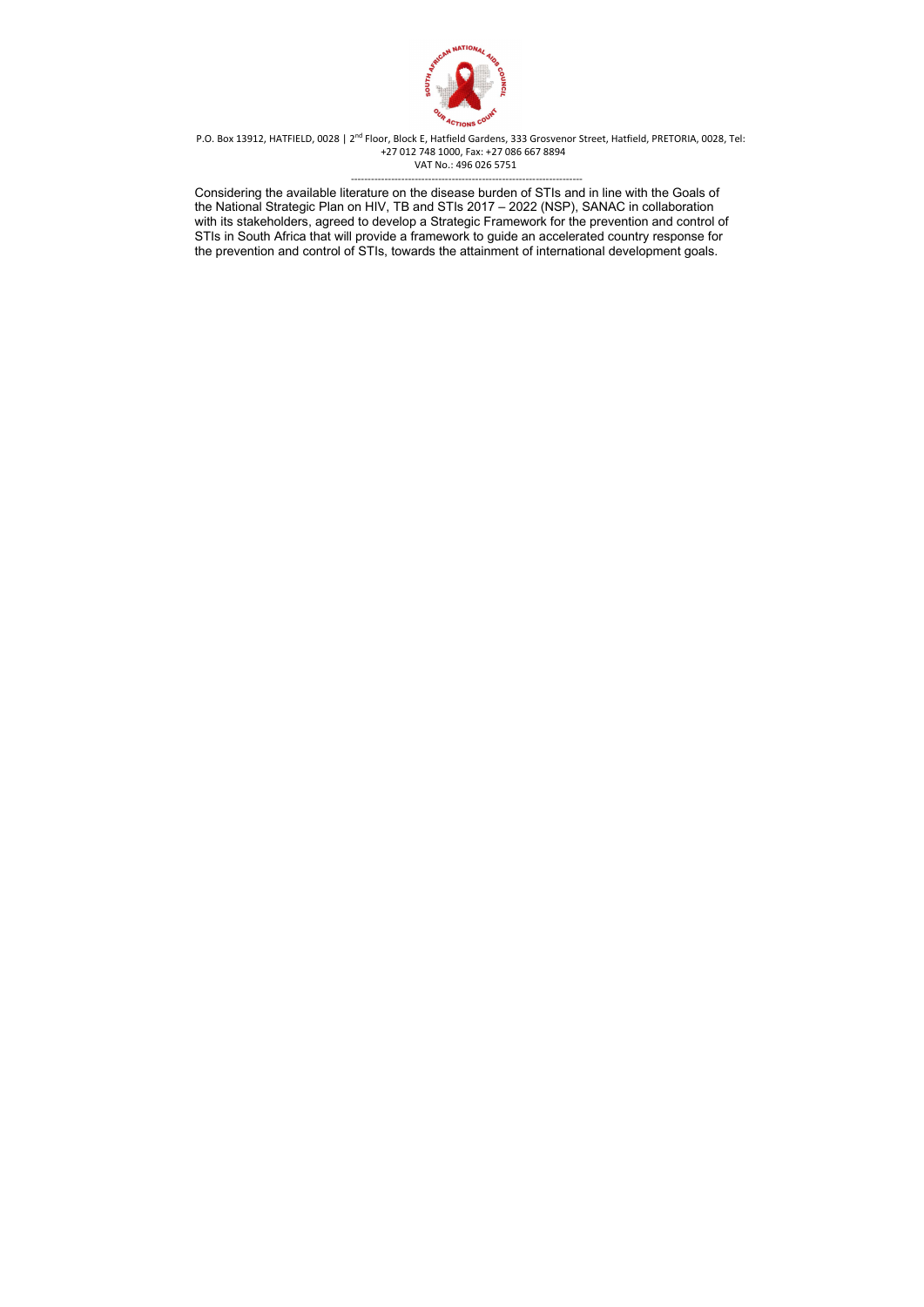Considering the available literature on the disease burden of STIs and in line with the Goals of the National Strategic Plan on HIV, TB and STIs 2017 – 2022 (NSP), SANAC in collaboration with its stakeholders, agreed to develop a Strategic Framework for the prevention and control of STIs in South Africa that will provide a framework to guide an accelerated country response for the prevention and control of STIs, towards the attainment of international development goals.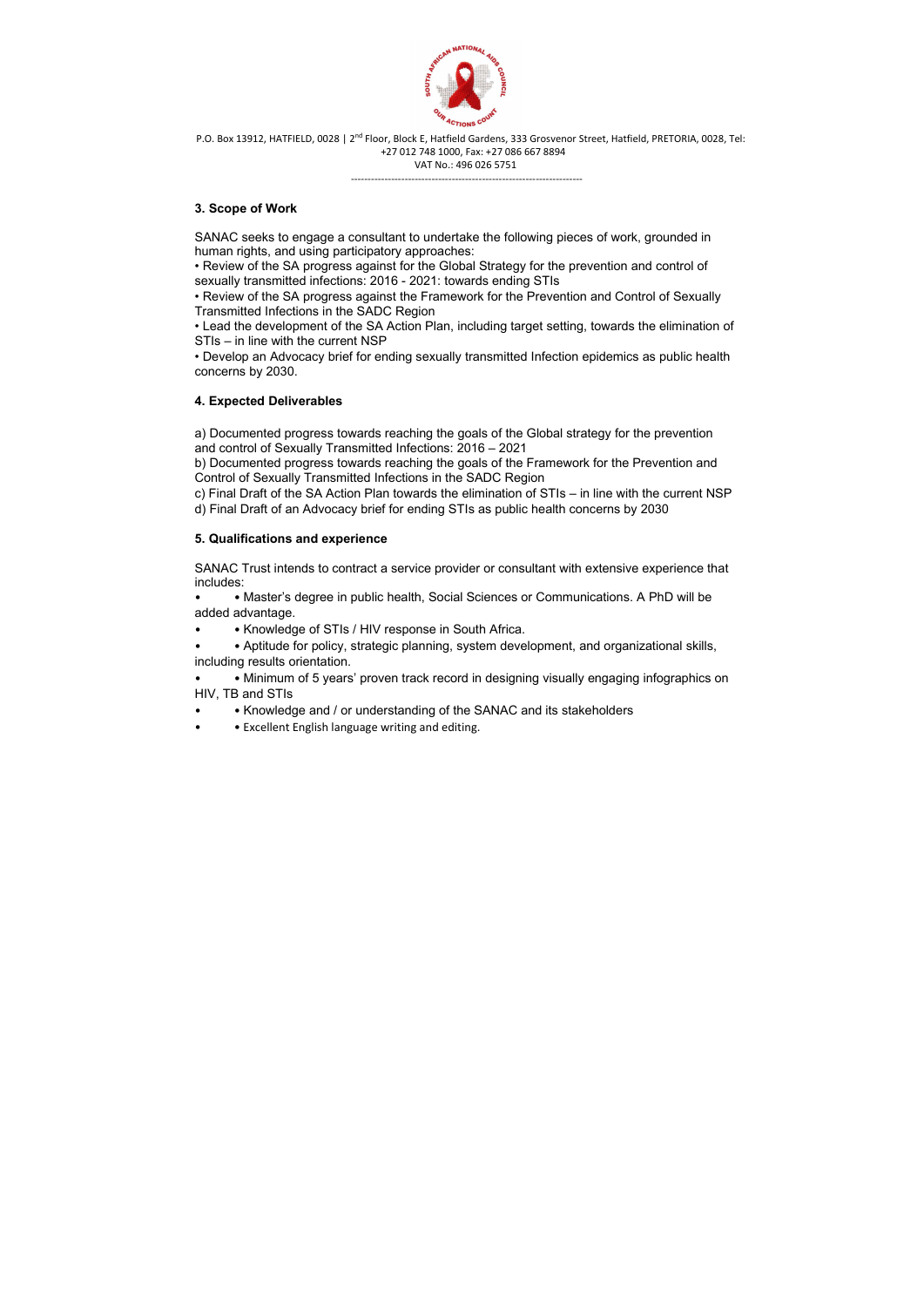## 3. Scope of Work

SANAC seeks to engage a consultant to undertake the following pieces of work, grounded in human rights, and using participatory approaches:

- Review of the SA progress against for the Global Strategy for the prevention and control of sexually transmitted infections: 2016 - 2021: towards ending STIs
- Review of the SA progress against the Framework for the Prevention and Control of Sexually Transmitted Infections in the SADC Region
- Lead the development of the SA Action Plan, including target setting, towards the elimination of STIs – in line with the current NSP
- Develop an Advocacy brief for ending sexually transmitted Infection epidemics as public health concerns by 2030.

## 4. Expected Deliverables

a) Documented progress towards reaching the goals of the Global strategy for the prevention and control of Sexually Transmitted Infections: 2016 – 2021

b) Documented progress towards reaching the goals of the Framework for the Prevention and Control of Sexually Transmitted Infections in the SADC Region

c) Final Draft of the SA Action Plan towards the elimination of STIs – in line with the current NSP

d) Final Draft of an Advocacy brief for ending STIs as public health concerns by 2030

## 5. Qualifications and experience

SANAC Trust intends to contract a service provider or consultant with extensive experience that includes:

- Master's degree in public health, Social Sciences or Communications. A PhD will be added advantage.
- Knowledge of STIs / HIV response in South Africa.
- Aptitude for policy, strategic planning, system development, and organizational skills, including results orientation.
- Minimum of 5 years' proven track record in designing visually engaging infographics on HIV, TB and STIs
- Knowledge and / or understanding of the SANAC and its stakeholders
- Excellent English language writing and editing.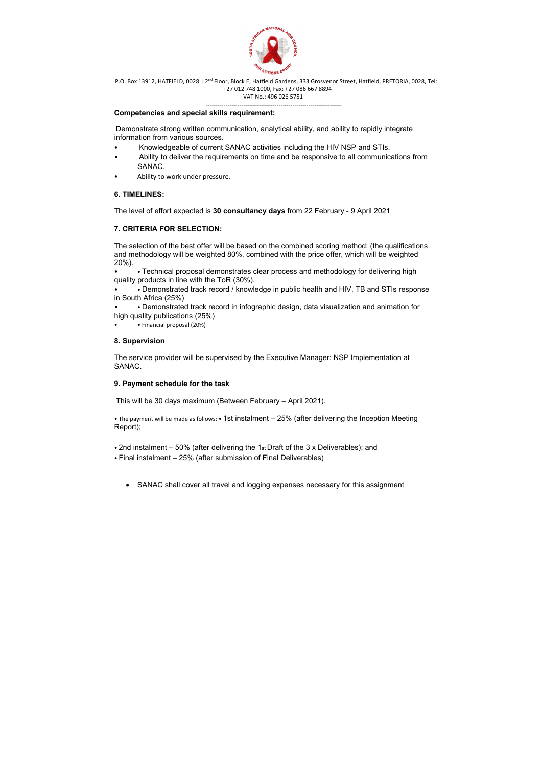P.O. Box 13912, HATFIELD, 0028 | 2nd Floor, Block E, Hatfield Gardens, 333 Grosvenor Street, Hatfield, PRETORIA, 0028, Tel: +27 012 748 1000, Fax: +27 086 667 8894
VAT No.: 496 026 5751

**Competencies and special skills requirement:**

Demonstrate strong written communication, analytical ability, and ability to rapidly integrate information from various sources.

- Knowledgeable of current SANAC activities including the HIV NSP and STIs.
- Ability to deliver the requirements on time and be responsive to all communications from SANAC.
- Ability to work under pressure.

### 6. TIMELINES:

The level of effort expected is **30 consultancy days** from 22 February - 9 April 2021

### 7. CRITERIA FOR SELECTION:

The selection of the best offer will be based on the combined scoring method: (the qualifications and methodology will be weighted 80%, combined with the price offer, which will be weighted 20%).

- • Technical proposal demonstrates clear process and methodology for delivering high quality products in line with the ToR (30%).
- • Demonstrated track record / knowledge in public health and HIV, TB and STIs response in South Africa (25%)
- • Demonstrated track record in infographic design, data visualization and animation for high quality publications (25%)
- • Financial proposal (20%)

### 8. Supervision

The service provider will be supervised by the Executive Manager: NSP Implementation at SANAC.

### 9. Payment schedule for the task

This will be 30 days maximum (Between February – April 2021).

• The payment will be made as follows: • 1st instalment – 25% (after delivering the Inception Meeting Report);

• 2nd instalment – 50% (after delivering the 1st Draft of the 3 x Deliverables); and
• Final instalment – 25% (after submission of Final Deliverables)

- SANAC shall cover all travel and logging expenses necessary for this assignment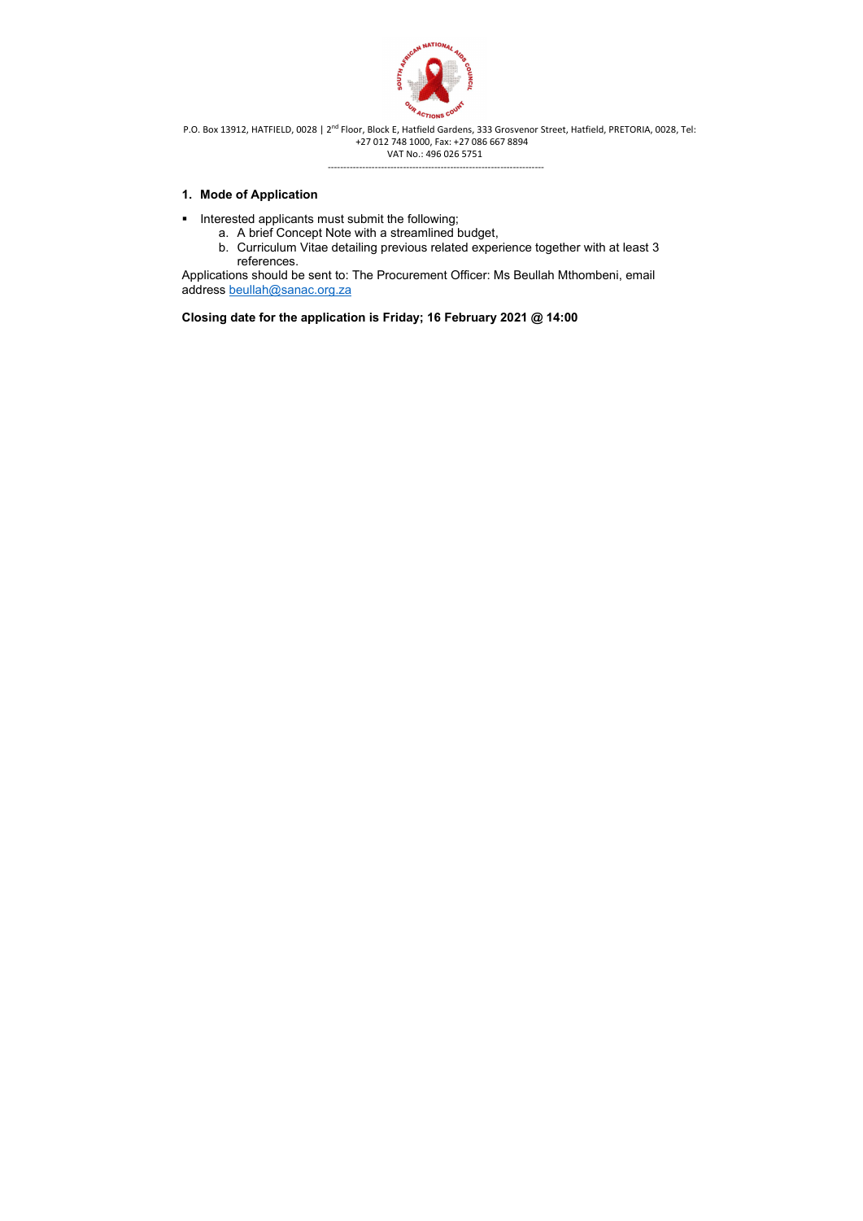P.O. Box 13912, HATFIELD, 0028 | 2nd Floor, Block E, Hatfield Gardens, 333 Grosvenor Street, Hatfield, PRETORIA, 0028, Tel: +27 012 748 1000, Fax: +27 086 667 8894
VAT No.: 496 026 5751

---

## 1. Mode of Application

- Interested applicants must submit the following;
  a. A brief Concept Note with a streamlined budget,
  b. Curriculum Vitae detailing previous related experience together with at least 3 references.

Applications should be sent to: The Procurement Officer: Ms Beullah Mthombeni, email address beullah@sanac.org.za

**Closing date for the application is Friday; 16 February 2021 @ 14:00**